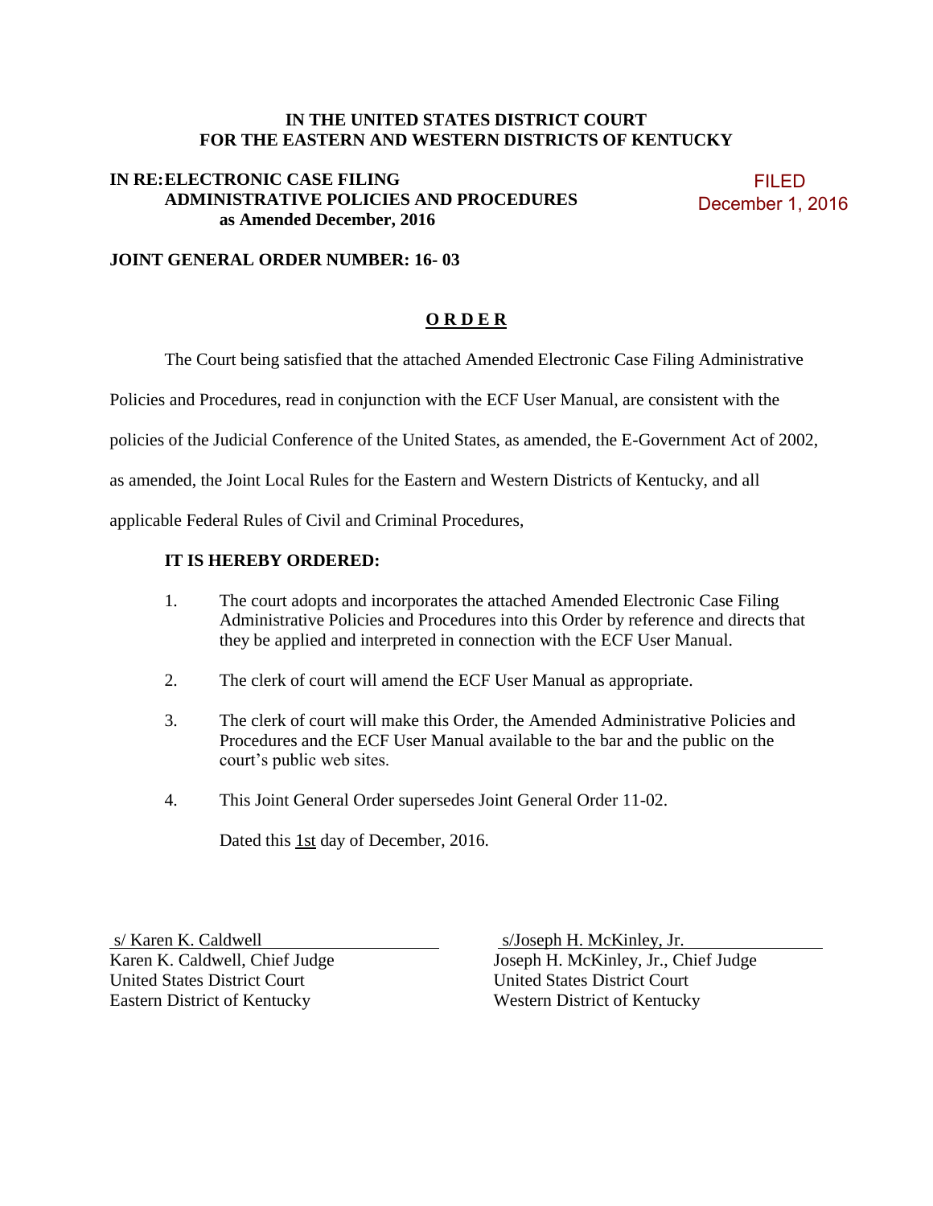**IN THE UNITED STATES DISTRICT COURT**
**FOR THE EASTERN AND WESTERN DISTRICTS OF KENTUCKY**

**IN RE: ELECTRONIC CASE FILING**
**ADMINISTRATIVE POLICIES AND PROCEDURES**
**as Amended December, 2016**

FILED
December 1, 2016

**JOINT GENERAL ORDER NUMBER: 16- 03**

## O R D E R

The Court being satisfied that the attached Amended Electronic Case Filing Administrative Policies and Procedures, read in conjunction with the ECF User Manual, are consistent with the policies of the Judicial Conference of the United States, as amended, the E-Government Act of 2002, as amended, the Joint Local Rules for the Eastern and Western Districts of Kentucky, and all applicable Federal Rules of Civil and Criminal Procedures,

**IT IS HEREBY ORDERED:**

1. The court adopts and incorporates the attached Amended Electronic Case Filing Administrative Policies and Procedures into this Order by reference and directs that they be applied and interpreted in connection with the ECF User Manual.

2. The clerk of court will amend the ECF User Manual as appropriate.

3. The clerk of court will make this Order, the Amended Administrative Policies and Procedures and the ECF User Manual available to the bar and the public on the court's public web sites.

4. This Joint General Order supersedes Joint General Order 11-02.

Dated this 1st day of December, 2016.

s/ Karen K. Caldwell
Karen K. Caldwell, Chief Judge
United States District Court
Eastern District of Kentucky

s/Joseph H. McKinley, Jr.
Joseph H. McKinley, Jr., Chief Judge
United States District Court
Western District of Kentucky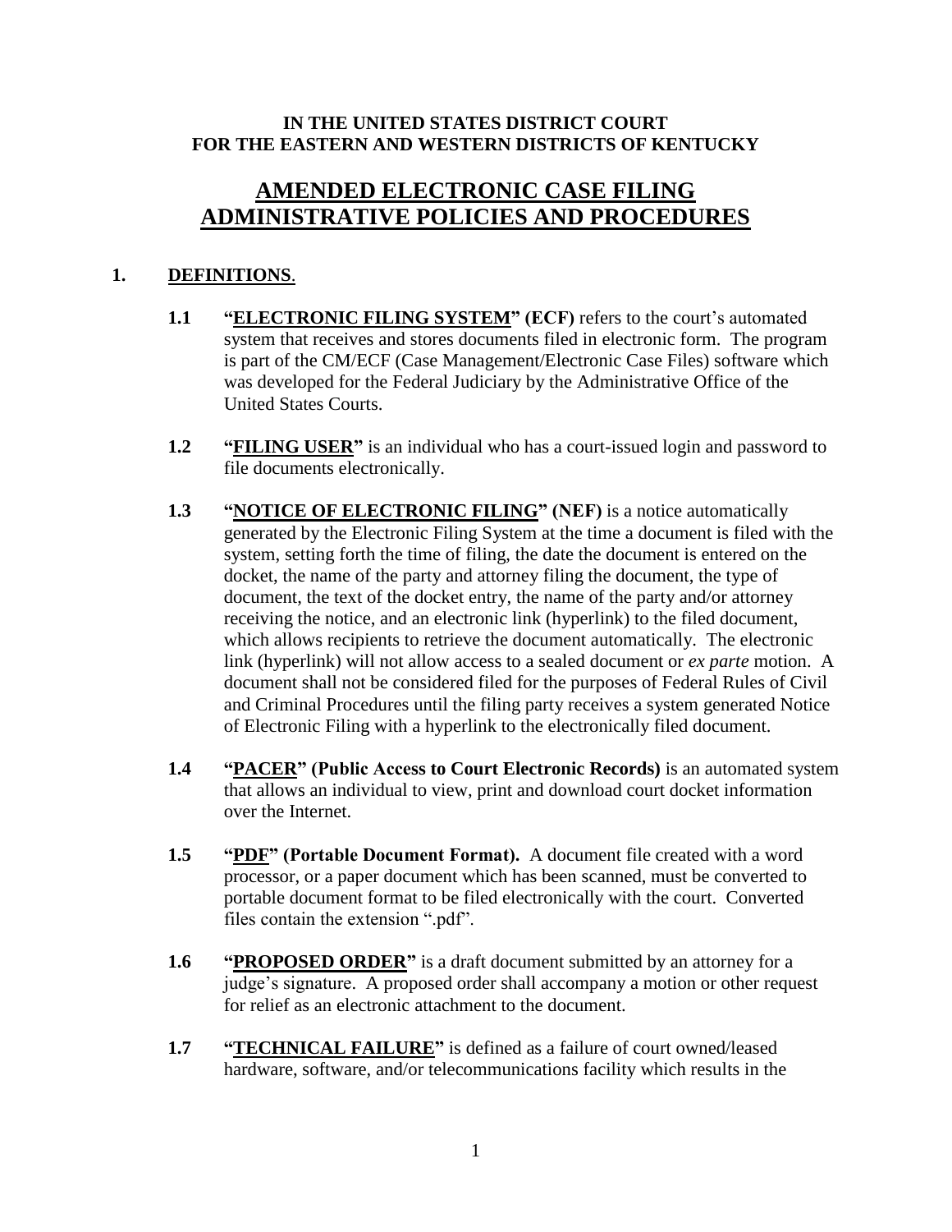**IN THE UNITED STATES DISTRICT COURT**
**FOR THE EASTERN AND WESTERN DISTRICTS OF KENTUCKY**

# AMENDED ELECTRONIC CASE FILING ADMINISTRATIVE POLICIES AND PROCEDURES

## 1. DEFINITIONS.

**1.1 "ELECTRONIC FILING SYSTEM" (ECF)** refers to the court's automated system that receives and stores documents filed in electronic form. The program is part of the CM/ECF (Case Management/Electronic Case Files) software which was developed for the Federal Judiciary by the Administrative Office of the United States Courts.

**1.2 "FILING USER"** is an individual who has a court-issued login and password to file documents electronically.

**1.3 "NOTICE OF ELECTRONIC FILING" (NEF)** is a notice automatically generated by the Electronic Filing System at the time a document is filed with the system, setting forth the time of filing, the date the document is entered on the docket, the name of the party and attorney filing the document, the type of document, the text of the docket entry, the name of the party and/or attorney receiving the notice, and an electronic link (hyperlink) to the filed document, which allows recipients to retrieve the document automatically. The electronic link (hyperlink) will not allow access to a sealed document or *ex parte* motion. A document shall not be considered filed for the purposes of Federal Rules of Civil and Criminal Procedures until the filing party receives a system generated Notice of Electronic Filing with a hyperlink to the electronically filed document.

**1.4 "PACER" (Public Access to Court Electronic Records)** is an automated system that allows an individual to view, print and download court docket information over the Internet.

**1.5 "PDF" (Portable Document Format).** A document file created with a word processor, or a paper document which has been scanned, must be converted to portable document format to be filed electronically with the court. Converted files contain the extension ".pdf".

**1.6 "PROPOSED ORDER"** is a draft document submitted by an attorney for a judge's signature. A proposed order shall accompany a motion or other request for relief as an electronic attachment to the document.

**1.7 "TECHNICAL FAILURE"** is defined as a failure of court owned/leased hardware, software, and/or telecommunications facility which results in the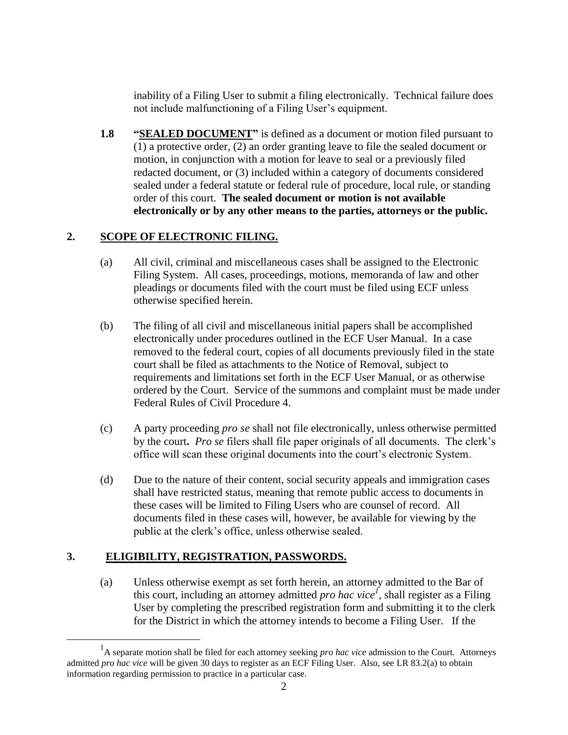inability of a Filing User to submit a filing electronically. Technical failure does not include malfunctioning of a Filing User's equipment.

**1.8** **"SEALED DOCUMENT"** is defined as a document or motion filed pursuant to (1) a protective order, (2) an order granting leave to file the sealed document or motion, in conjunction with a motion for leave to seal or a previously filed redacted document, or (3) included within a category of documents considered sealed under a federal statute or federal rule of procedure, local rule, or standing order of this court. **The sealed document or motion is not available electronically or by any other means to the parties, attorneys or the public.**

## 2. SCOPE OF ELECTRONIC FILING.

(a) All civil, criminal and miscellaneous cases shall be assigned to the Electronic Filing System. All cases, proceedings, motions, memoranda of law and other pleadings or documents filed with the court must be filed using ECF unless otherwise specified herein.

(b) The filing of all civil and miscellaneous initial papers shall be accomplished electronically under procedures outlined in the ECF User Manual. In a case removed to the federal court, copies of all documents previously filed in the state court shall be filed as attachments to the Notice of Removal, subject to requirements and limitations set forth in the ECF User Manual, or as otherwise ordered by the Court. Service of the summons and complaint must be made under Federal Rules of Civil Procedure 4.

(c) A party proceeding *pro se* shall not file electronically, unless otherwise permitted by the court**.** *Pro se* filers shall file paper originals of all documents. The clerk's office will scan these original documents into the court's electronic System.

(d) Due to the nature of their content, social security appeals and immigration cases shall have restricted status, meaning that remote public access to documents in these cases will be limited to Filing Users who are counsel of record. All documents filed in these cases will, however, be available for viewing by the public at the clerk's office, unless otherwise sealed.

## 3. ELIGIBILITY, REGISTRATION, PASSWORDS.

(a) Unless otherwise exempt as set forth herein, an attorney admitted to the Bar of this court, including an attorney admitted *pro hac vice*[1], shall register as a Filing User by completing the prescribed registration form and submitting it to the clerk for the District in which the attorney intends to become a Filing User. If the

[1] A separate motion shall be filed for each attorney seeking *pro hac vice* admission to the Court. Attorneys admitted *pro hac vice* will be given 30 days to register as an ECF Filing User. Also, see LR 83.2(a) to obtain information regarding permission to practice in a particular case.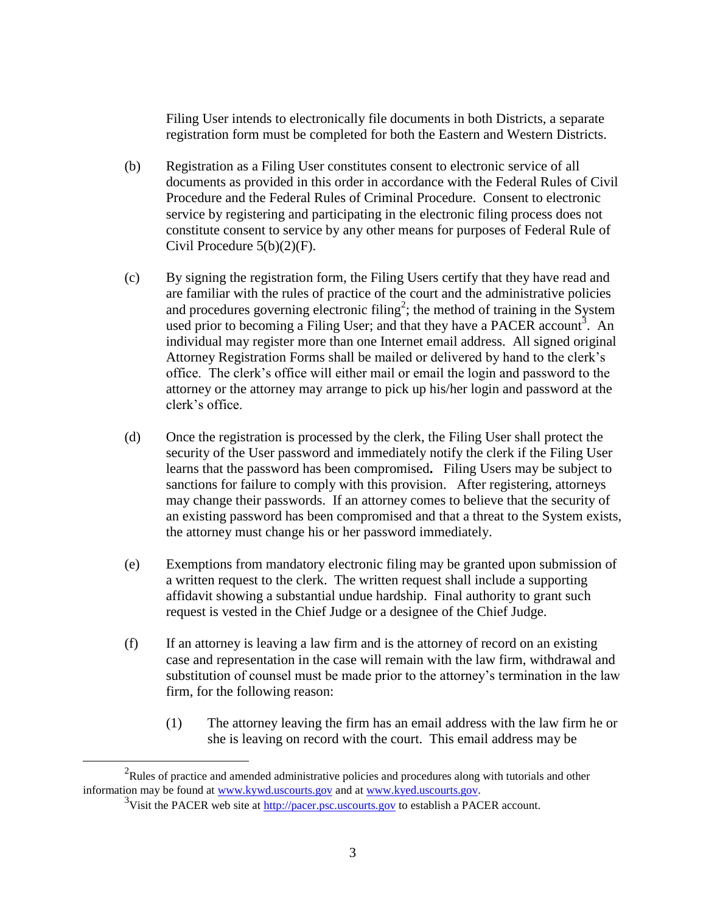Filing User intends to electronically file documents in both Districts, a separate registration form must be completed for both the Eastern and Western Districts.

(b) Registration as a Filing User constitutes consent to electronic service of all documents as provided in this order in accordance with the Federal Rules of Civil Procedure and the Federal Rules of Criminal Procedure. Consent to electronic service by registering and participating in the electronic filing process does not constitute consent to service by any other means for purposes of Federal Rule of Civil Procedure 5(b)(2)(F).

(c) By signing the registration form, the Filing Users certify that they have read and are familiar with the rules of practice of the court and the administrative policies and procedures governing electronic filing[2]; the method of training in the System used prior to becoming a Filing User; and that they have a PACER account[3]. An individual may register more than one Internet email address. All signed original Attorney Registration Forms shall be mailed or delivered by hand to the clerk's office. The clerk's office will either mail or email the login and password to the attorney or the attorney may arrange to pick up his/her login and password at the clerk's office.

(d) Once the registration is processed by the clerk, the Filing User shall protect the security of the User password and immediately notify the clerk if the Filing User learns that the password has been compromised**.** Filing Users may be subject to sanctions for failure to comply with this provision. After registering, attorneys may change their passwords. If an attorney comes to believe that the security of an existing password has been compromised and that a threat to the System exists, the attorney must change his or her password immediately.

(e) Exemptions from mandatory electronic filing may be granted upon submission of a written request to the clerk. The written request shall include a supporting affidavit showing a substantial undue hardship. Final authority to grant such request is vested in the Chief Judge or a designee of the Chief Judge.

(f) If an attorney is leaving a law firm and is the attorney of record on an existing case and representation in the case will remain with the law firm, withdrawal and substitution of counsel must be made prior to the attorney's termination in the law firm, for the following reason:

(1) The attorney leaving the firm has an email address with the law firm he or she is leaving on record with the court. This email address may be

---

[2] Rules of practice and amended administrative policies and procedures along with tutorials and other information may be found at www.kywd.uscourts.gov and at www.kyed.uscourts.gov.

[3] Visit the PACER web site at http://pacer.psc.uscourts.gov to establish a PACER account.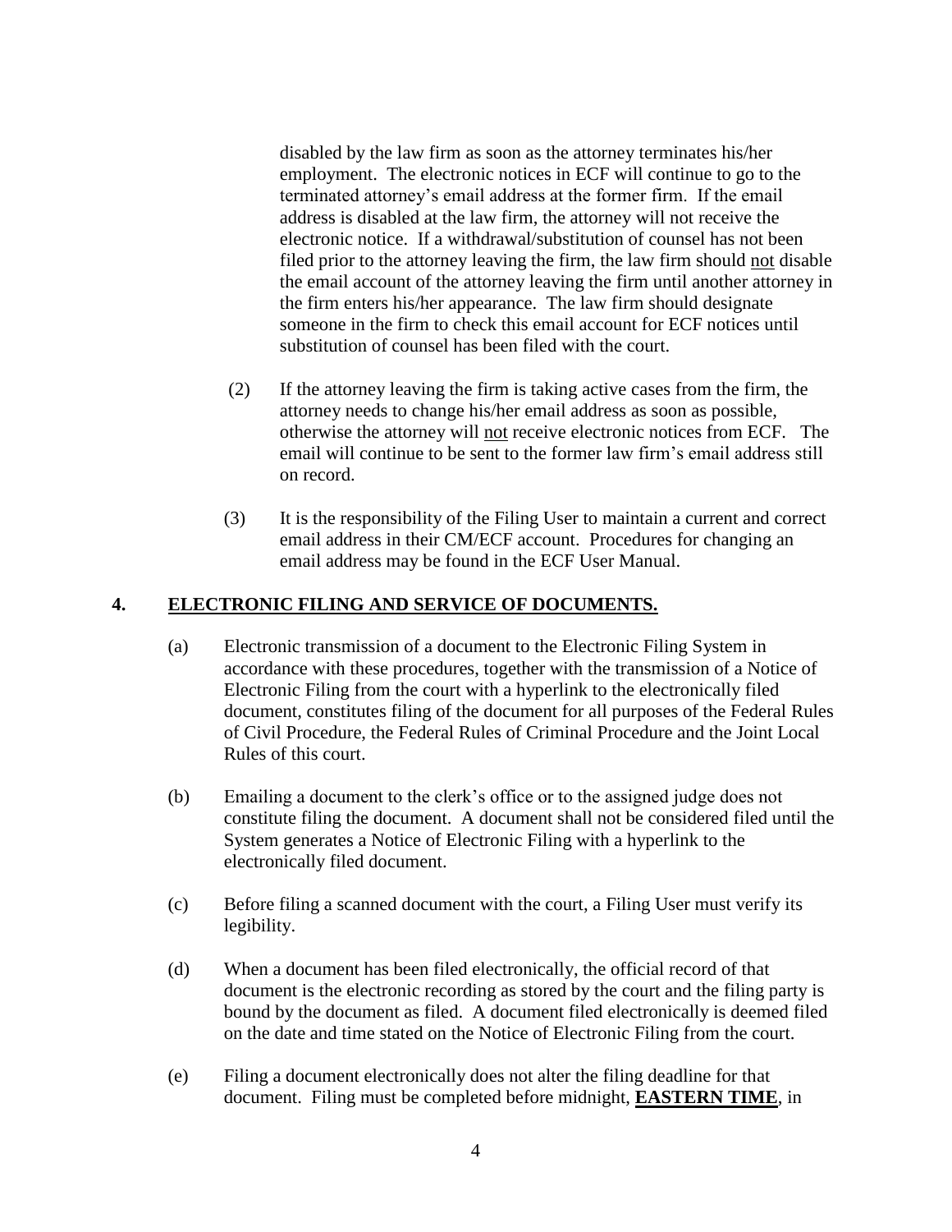disabled by the law firm as soon as the attorney terminates his/her employment. The electronic notices in ECF will continue to go to the terminated attorney's email address at the former firm. If the email address is disabled at the law firm, the attorney will not receive the electronic notice. If a withdrawal/substitution of counsel has not been filed prior to the attorney leaving the firm, the law firm should <u>not</u> disable the email account of the attorney leaving the firm until another attorney in the firm enters his/her appearance. The law firm should designate someone in the firm to check this email account for ECF notices until substitution of counsel has been filed with the court.

(2) If the attorney leaving the firm is taking active cases from the firm, the attorney needs to change his/her email address as soon as possible, otherwise the attorney will <u>not</u> receive electronic notices from ECF. The email will continue to be sent to the former law firm's email address still on record.

(3) It is the responsibility of the Filing User to maintain a current and correct email address in their CM/ECF account. Procedures for changing an email address may be found in the ECF User Manual.

## 4. <u>ELECTRONIC FILING AND SERVICE OF DOCUMENTS.</u>

(a) Electronic transmission of a document to the Electronic Filing System in accordance with these procedures, together with the transmission of a Notice of Electronic Filing from the court with a hyperlink to the electronically filed document, constitutes filing of the document for all purposes of the Federal Rules of Civil Procedure, the Federal Rules of Criminal Procedure and the Joint Local Rules of this court.

(b) Emailing a document to the clerk's office or to the assigned judge does not constitute filing the document. A document shall not be considered filed until the System generates a Notice of Electronic Filing with a hyperlink to the electronically filed document.

(c) Before filing a scanned document with the court, a Filing User must verify its legibility.

(d) When a document has been filed electronically, the official record of that document is the electronic recording as stored by the court and the filing party is bound by the document as filed. A document filed electronically is deemed filed on the date and time stated on the Notice of Electronic Filing from the court.

(e) Filing a document electronically does not alter the filing deadline for that document. Filing must be completed before midnight, **<u>EASTERN TIME</u>**, in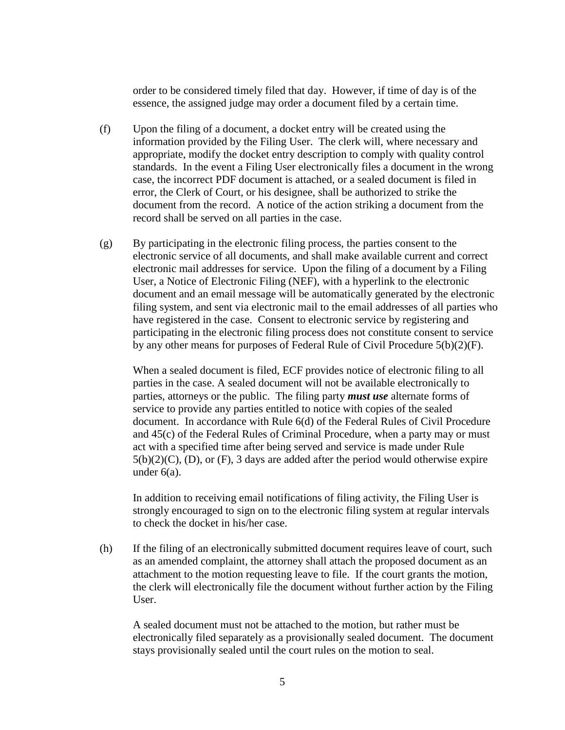order to be considered timely filed that day. However, if time of day is of the essence, the assigned judge may order a document filed by a certain time.

(f) Upon the filing of a document, a docket entry will be created using the information provided by the Filing User. The clerk will, where necessary and appropriate, modify the docket entry description to comply with quality control standards. In the event a Filing User electronically files a document in the wrong case, the incorrect PDF document is attached, or a sealed document is filed in error, the Clerk of Court, or his designee, shall be authorized to strike the document from the record. A notice of the action striking a document from the record shall be served on all parties in the case.

(g) By participating in the electronic filing process, the parties consent to the electronic service of all documents, and shall make available current and correct electronic mail addresses for service. Upon the filing of a document by a Filing User, a Notice of Electronic Filing (NEF), with a hyperlink to the electronic document and an email message will be automatically generated by the electronic filing system, and sent via electronic mail to the email addresses of all parties who have registered in the case. Consent to electronic service by registering and participating in the electronic filing process does not constitute consent to service by any other means for purposes of Federal Rule of Civil Procedure 5(b)(2)(F).

When a sealed document is filed, ECF provides notice of electronic filing to all parties in the case. A sealed document will not be available electronically to parties, attorneys or the public. The filing party ***must use*** alternate forms of service to provide any parties entitled to notice with copies of the sealed document. In accordance with Rule 6(d) of the Federal Rules of Civil Procedure and 45(c) of the Federal Rules of Criminal Procedure, when a party may or must act with a specified time after being served and service is made under Rule 5(b)(2)(C), (D), or (F), 3 days are added after the period would otherwise expire under 6(a).

In addition to receiving email notifications of filing activity, the Filing User is strongly encouraged to sign on to the electronic filing system at regular intervals to check the docket in his/her case.

(h) If the filing of an electronically submitted document requires leave of court, such as an amended complaint, the attorney shall attach the proposed document as an attachment to the motion requesting leave to file. If the court grants the motion, the clerk will electronically file the document without further action by the Filing User.

A sealed document must not be attached to the motion, but rather must be electronically filed separately as a provisionally sealed document. The document stays provisionally sealed until the court rules on the motion to seal.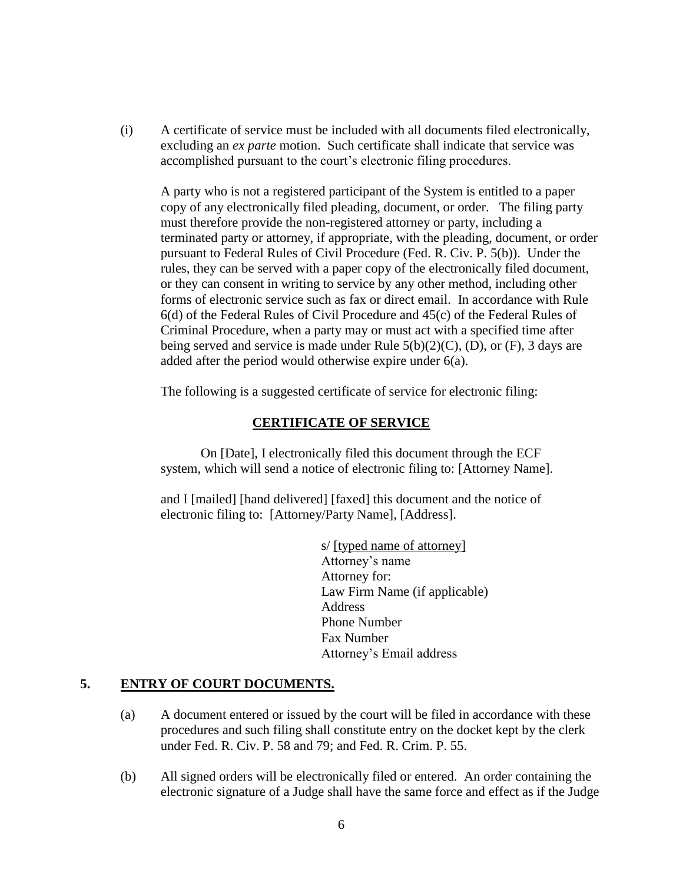(i) A certificate of service must be included with all documents filed electronically, excluding an *ex parte* motion. Such certificate shall indicate that service was accomplished pursuant to the court's electronic filing procedures.

A party who is not a registered participant of the System is entitled to a paper copy of any electronically filed pleading, document, or order. The filing party must therefore provide the non-registered attorney or party, including a terminated party or attorney, if appropriate, with the pleading, document, or order pursuant to Federal Rules of Civil Procedure (Fed. R. Civ. P. 5(b)). Under the rules, they can be served with a paper copy of the electronically filed document, or they can consent in writing to service by any other method, including other forms of electronic service such as fax or direct email. In accordance with Rule 6(d) of the Federal Rules of Civil Procedure and 45(c) of the Federal Rules of Criminal Procedure, when a party may or must act with a specified time after being served and service is made under Rule 5(b)(2)(C), (D), or (F), 3 days are added after the period would otherwise expire under 6(a).

The following is a suggested certificate of service for electronic filing:

**CERTIFICATE OF SERVICE**

On [Date], I electronically filed this document through the ECF system, which will send a notice of electronic filing to: [Attorney Name].

and I [mailed] [hand delivered] [faxed] this document and the notice of electronic filing to: [Attorney/Party Name], [Address].

s/ [typed name of attorney]
Attorney's name
Attorney for:
Law Firm Name (if applicable)
Address
Phone Number
Fax Number
Attorney's Email address

## 5. ENTRY OF COURT DOCUMENTS.

(a) A document entered or issued by the court will be filed in accordance with these procedures and such filing shall constitute entry on the docket kept by the clerk under Fed. R. Civ. P. 58 and 79; and Fed. R. Crim. P. 55.

(b) All signed orders will be electronically filed or entered. An order containing the electronic signature of a Judge shall have the same force and effect as if the Judge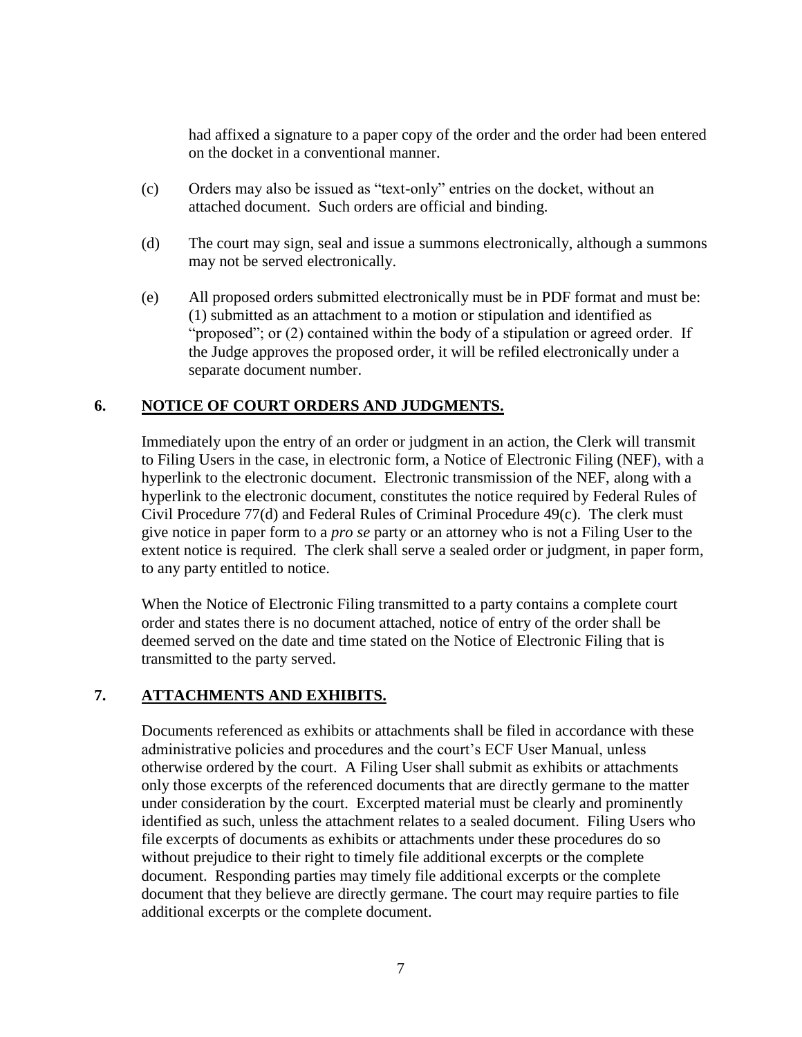had affixed a signature to a paper copy of the order and the order had been entered on the docket in a conventional manner.

(c) Orders may also be issued as "text-only" entries on the docket, without an attached document. Such orders are official and binding.

(d) The court may sign, seal and issue a summons electronically, although a summons may not be served electronically.

(e) All proposed orders submitted electronically must be in PDF format and must be: (1) submitted as an attachment to a motion or stipulation and identified as "proposed"; or (2) contained within the body of a stipulation or agreed order. If the Judge approves the proposed order, it will be refiled electronically under a separate document number.

## 6. NOTICE OF COURT ORDERS AND JUDGMENTS.

Immediately upon the entry of an order or judgment in an action, the Clerk will transmit to Filing Users in the case, in electronic form, a Notice of Electronic Filing (NEF), with a hyperlink to the electronic document. Electronic transmission of the NEF, along with a hyperlink to the electronic document, constitutes the notice required by Federal Rules of Civil Procedure 77(d) and Federal Rules of Criminal Procedure 49(c). The clerk must give notice in paper form to a *pro se* party or an attorney who is not a Filing User to the extent notice is required. The clerk shall serve a sealed order or judgment, in paper form, to any party entitled to notice.

When the Notice of Electronic Filing transmitted to a party contains a complete court order and states there is no document attached, notice of entry of the order shall be deemed served on the date and time stated on the Notice of Electronic Filing that is transmitted to the party served.

## 7. ATTACHMENTS AND EXHIBITS.

Documents referenced as exhibits or attachments shall be filed in accordance with these administrative policies and procedures and the court's ECF User Manual, unless otherwise ordered by the court. A Filing User shall submit as exhibits or attachments only those excerpts of the referenced documents that are directly germane to the matter under consideration by the court. Excerpted material must be clearly and prominently identified as such, unless the attachment relates to a sealed document. Filing Users who file excerpts of documents as exhibits or attachments under these procedures do so without prejudice to their right to timely file additional excerpts or the complete document. Responding parties may timely file additional excerpts or the complete document that they believe are directly germane. The court may require parties to file additional excerpts or the complete document.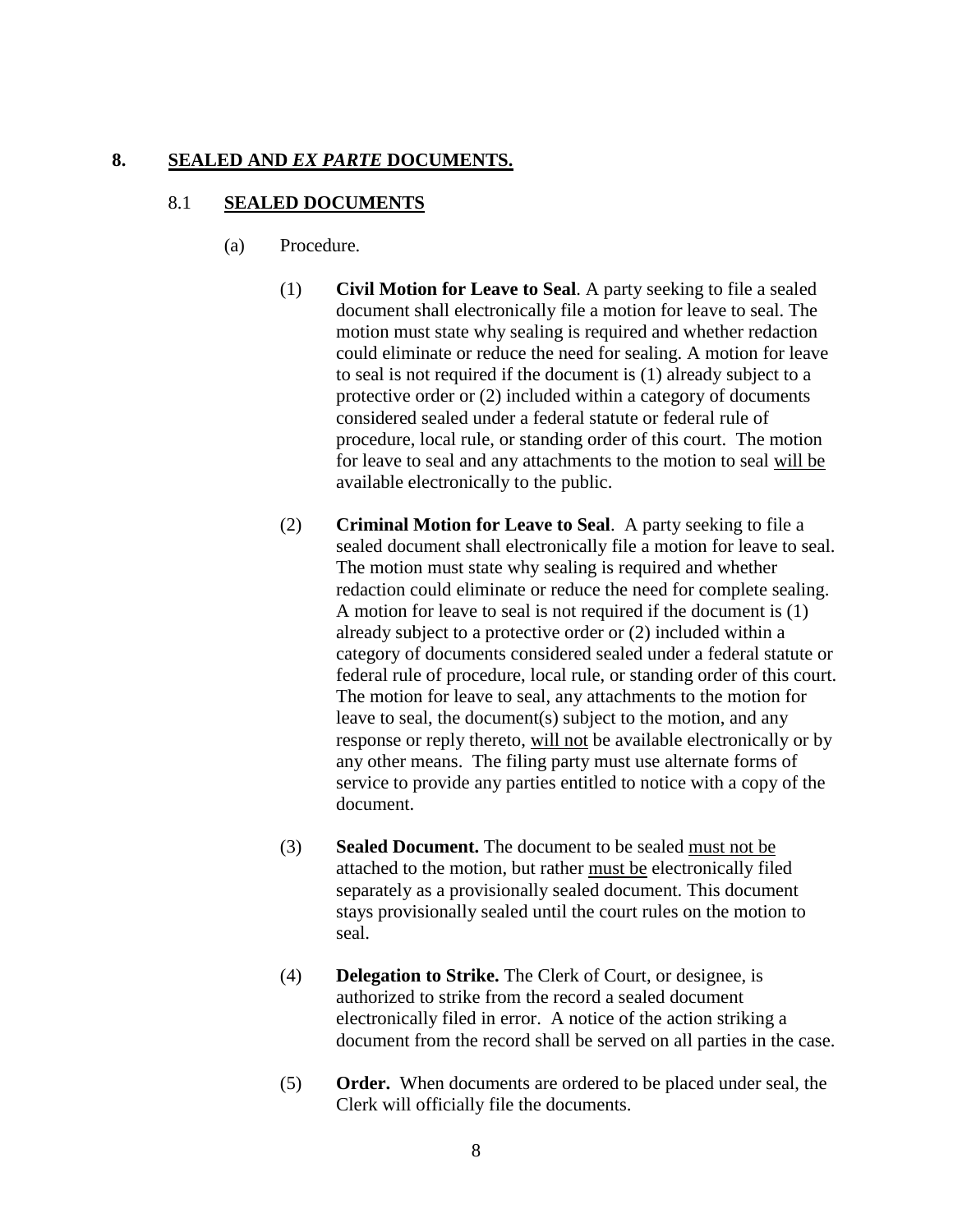# 8. SEALED AND *EX PARTE* DOCUMENTS.

## 8.1 SEALED DOCUMENTS

(a) Procedure.

(1) **Civil Motion for Leave to Seal**. A party seeking to file a sealed document shall electronically file a motion for leave to seal. The motion must state why sealing is required and whether redaction could eliminate or reduce the need for sealing. A motion for leave to seal is not required if the document is (1) already subject to a protective order or (2) included within a category of documents considered sealed under a federal statute or federal rule of procedure, local rule, or standing order of this court. The motion for leave to seal and any attachments to the motion to seal <u>will be</u> available electronically to the public.

(2) **Criminal Motion for Leave to Seal**. A party seeking to file a sealed document shall electronically file a motion for leave to seal. The motion must state why sealing is required and whether redaction could eliminate or reduce the need for complete sealing. A motion for leave to seal is not required if the document is (1) already subject to a protective order or (2) included within a category of documents considered sealed under a federal statute or federal rule of procedure, local rule, or standing order of this court. The motion for leave to seal, any attachments to the motion for leave to seal, the document(s) subject to the motion, and any response or reply thereto, <u>will not</u> be available electronically or by any other means. The filing party must use alternate forms of service to provide any parties entitled to notice with a copy of the document.

(3) **Sealed Document.** The document to be sealed <u>must not be</u> attached to the motion, but rather <u>must be</u> electronically filed separately as a provisionally sealed document. This document stays provisionally sealed until the court rules on the motion to seal.

(4) **Delegation to Strike.** The Clerk of Court, or designee, is authorized to strike from the record a sealed document electronically filed in error. A notice of the action striking a document from the record shall be served on all parties in the case.

(5) **Order.** When documents are ordered to be placed under seal, the Clerk will officially file the documents.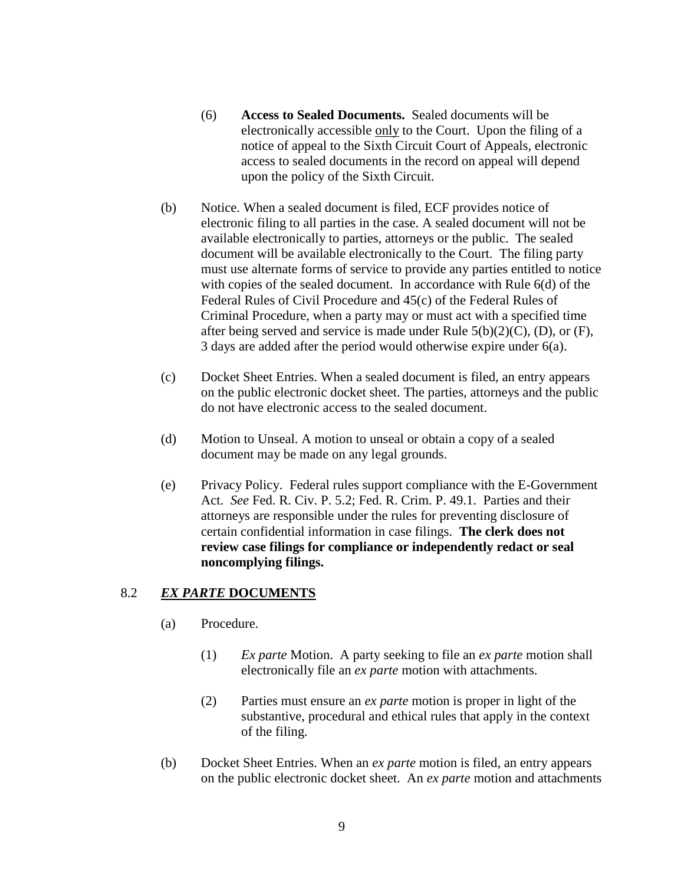(6) **Access to Sealed Documents.** Sealed documents will be electronically accessible <u>only</u> to the Court. Upon the filing of a notice of appeal to the Sixth Circuit Court of Appeals, electronic access to sealed documents in the record on appeal will depend upon the policy of the Sixth Circuit.

(b) Notice. When a sealed document is filed, ECF provides notice of electronic filing to all parties in the case. A sealed document will not be available electronically to parties, attorneys or the public. The sealed document will be available electronically to the Court. The filing party must use alternate forms of service to provide any parties entitled to notice with copies of the sealed document. In accordance with Rule 6(d) of the Federal Rules of Civil Procedure and 45(c) of the Federal Rules of Criminal Procedure, when a party may or must act with a specified time after being served and service is made under Rule 5(b)(2)(C), (D), or (F), 3 days are added after the period would otherwise expire under 6(a).

(c) Docket Sheet Entries. When a sealed document is filed, an entry appears on the public electronic docket sheet. The parties, attorneys and the public do not have electronic access to the sealed document.

(d) Motion to Unseal. A motion to unseal or obtain a copy of a sealed document may be made on any legal grounds.

(e) Privacy Policy. Federal rules support compliance with the E-Government Act. *See* Fed. R. Civ. P. 5.2; Fed. R. Crim. P. 49.1. Parties and their attorneys are responsible under the rules for preventing disclosure of certain confidential information in case filings. **The clerk does not review case filings for compliance or independently redact or seal noncomplying filings.**

## 8.2 ***EX PARTE* DOCUMENTS**

(a) Procedure.

(1) *Ex parte* Motion. A party seeking to file an *ex parte* motion shall electronically file an *ex parte* motion with attachments.

(2) Parties must ensure an *ex parte* motion is proper in light of the substantive, procedural and ethical rules that apply in the context of the filing.

(b) Docket Sheet Entries. When an *ex parte* motion is filed, an entry appears on the public electronic docket sheet. An *ex parte* motion and attachments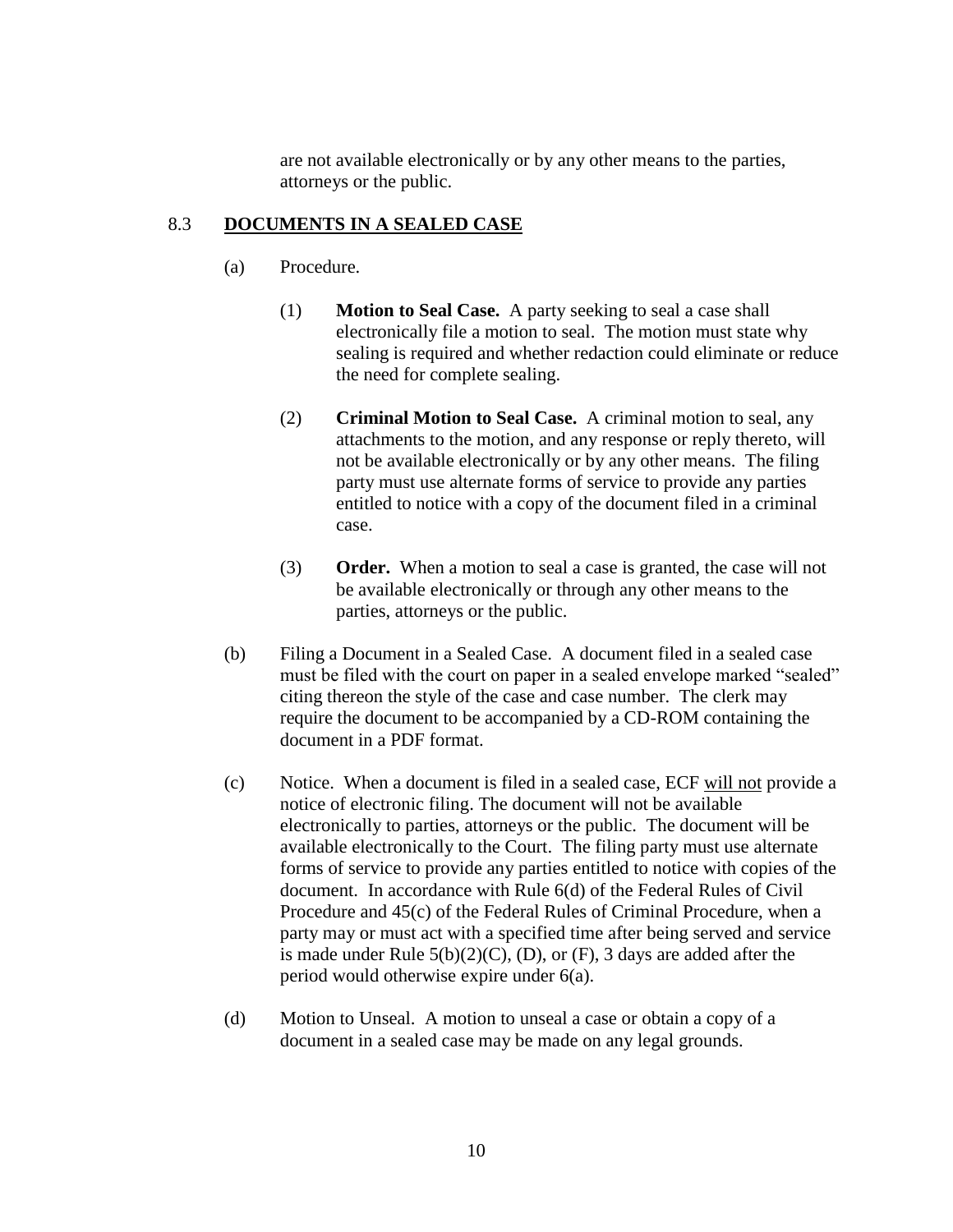are not available electronically or by any other means to the parties, attorneys or the public.

## 8.3 DOCUMENTS IN A SEALED CASE

(a) Procedure.

(1) **Motion to Seal Case.** A party seeking to seal a case shall electronically file a motion to seal. The motion must state why sealing is required and whether redaction could eliminate or reduce the need for complete sealing.

(2) **Criminal Motion to Seal Case.** A criminal motion to seal, any attachments to the motion, and any response or reply thereto, will not be available electronically or by any other means. The filing party must use alternate forms of service to provide any parties entitled to notice with a copy of the document filed in a criminal case.

(3) **Order.** When a motion to seal a case is granted, the case will not be available electronically or through any other means to the parties, attorneys or the public.

(b) Filing a Document in a Sealed Case. A document filed in a sealed case must be filed with the court on paper in a sealed envelope marked "sealed" citing thereon the style of the case and case number. The clerk may require the document to be accompanied by a CD-ROM containing the document in a PDF format.

(c) Notice. When a document is filed in a sealed case, ECF will not provide a notice of electronic filing. The document will not be available electronically to parties, attorneys or the public. The document will be available electronically to the Court. The filing party must use alternate forms of service to provide any parties entitled to notice with copies of the document. In accordance with Rule 6(d) of the Federal Rules of Civil Procedure and 45(c) of the Federal Rules of Criminal Procedure, when a party may or must act with a specified time after being served and service is made under Rule 5(b)(2)(C), (D), or (F), 3 days are added after the period would otherwise expire under 6(a).

(d) Motion to Unseal. A motion to unseal a case or obtain a copy of a document in a sealed case may be made on any legal grounds.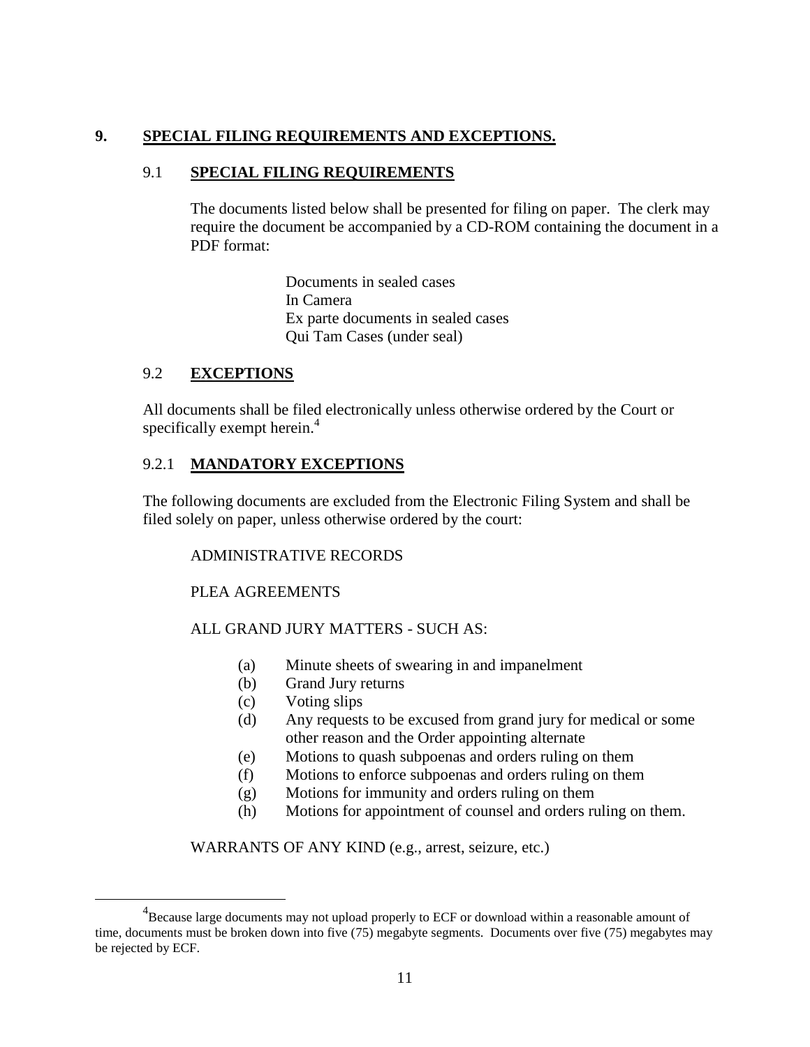## 9. SPECIAL FILING REQUIREMENTS AND EXCEPTIONS.

### 9.1 SPECIAL FILING REQUIREMENTS

The documents listed below shall be presented for filing on paper. The clerk may require the document be accompanied by a CD-ROM containing the document in a PDF format:

Documents in sealed cases
In Camera
Ex parte documents in sealed cases
Qui Tam Cases (under seal)

### 9.2 EXCEPTIONS

All documents shall be filed electronically unless otherwise ordered by the Court or specifically exempt herein.[4]

### 9.2.1 MANDATORY EXCEPTIONS

The following documents are excluded from the Electronic Filing System and shall be filed solely on paper, unless otherwise ordered by the court:

ADMINISTRATIVE RECORDS

PLEA AGREEMENTS

ALL GRAND JURY MATTERS - SUCH AS:

(a) Minute sheets of swearing in and impanelment
(b) Grand Jury returns
(c) Voting slips
(d) Any requests to be excused from grand jury for medical or some other reason and the Order appointing alternate
(e) Motions to quash subpoenas and orders ruling on them
(f) Motions to enforce subpoenas and orders ruling on them
(g) Motions for immunity and orders ruling on them
(h) Motions for appointment of counsel and orders ruling on them.

WARRANTS OF ANY KIND (e.g., arrest, seizure, etc.)

---

[4] Because large documents may not upload properly to ECF or download within a reasonable amount of time, documents must be broken down into five (75) megabyte segments. Documents over five (75) megabytes may be rejected by ECF.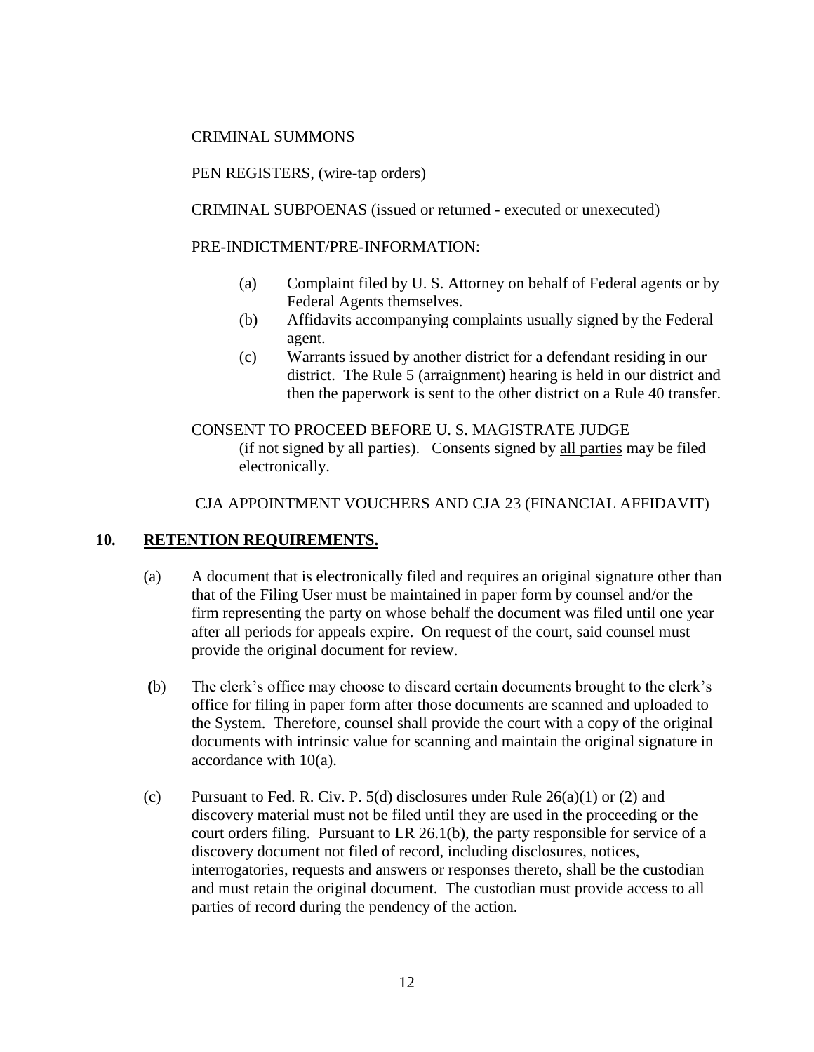CRIMINAL SUMMONS

PEN REGISTERS, (wire-tap orders)

CRIMINAL SUBPOENAS (issued or returned - executed or unexecuted)

PRE-INDICTMENT/PRE-INFORMATION:

(a) Complaint filed by U. S. Attorney on behalf of Federal agents or by Federal Agents themselves.

(b) Affidavits accompanying complaints usually signed by the Federal agent.

(c) Warrants issued by another district for a defendant residing in our district. The Rule 5 (arraignment) hearing is held in our district and then the paperwork is sent to the other district on a Rule 40 transfer.

CONSENT TO PROCEED BEFORE U. S. MAGISTRATE JUDGE
(if not signed by all parties). Consents signed by <u>all parties</u> may be filed electronically.

CJA APPOINTMENT VOUCHERS AND CJA 23 (FINANCIAL AFFIDAVIT)

## 10. <u>RETENTION REQUIREMENTS.</u>

(a) A document that is electronically filed and requires an original signature other than that of the Filing User must be maintained in paper form by counsel and/or the firm representing the party on whose behalf the document was filed until one year after all periods for appeals expire. On request of the court, said counsel must provide the original document for review.

(b) The clerk's office may choose to discard certain documents brought to the clerk's office for filing in paper form after those documents are scanned and uploaded to the System. Therefore, counsel shall provide the court with a copy of the original documents with intrinsic value for scanning and maintain the original signature in accordance with 10(a).

(c) Pursuant to Fed. R. Civ. P. 5(d) disclosures under Rule 26(a)(1) or (2) and discovery material must not be filed until they are used in the proceeding or the court orders filing. Pursuant to LR 26.1(b), the party responsible for service of a discovery document not filed of record, including disclosures, notices, interrogatories, requests and answers or responses thereto, shall be the custodian and must retain the original document. The custodian must provide access to all parties of record during the pendency of the action.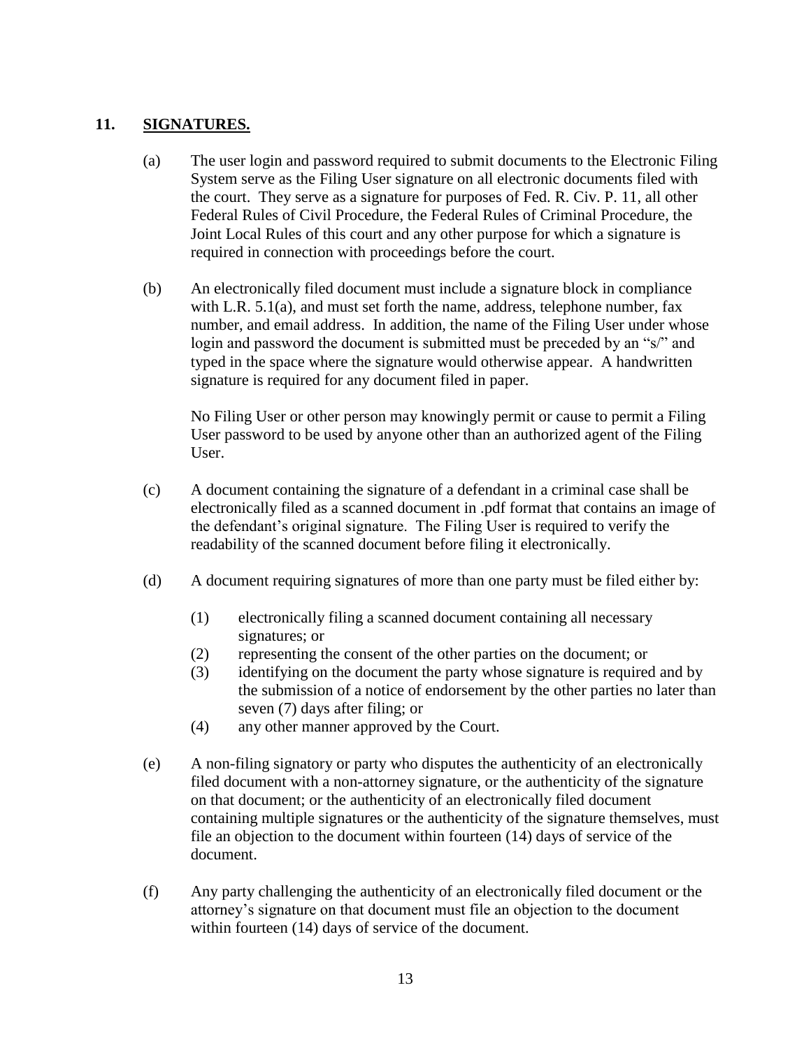## 11. **SIGNATURES.**

(a) The user login and password required to submit documents to the Electronic Filing System serve as the Filing User signature on all electronic documents filed with the court. They serve as a signature for purposes of Fed. R. Civ. P. 11, all other Federal Rules of Civil Procedure, the Federal Rules of Criminal Procedure, the Joint Local Rules of this court and any other purpose for which a signature is required in connection with proceedings before the court.

(b) An electronically filed document must include a signature block in compliance with L.R. 5.1(a), and must set forth the name, address, telephone number, fax number, and email address. In addition, the name of the Filing User under whose login and password the document is submitted must be preceded by an "s/" and typed in the space where the signature would otherwise appear. A handwritten signature is required for any document filed in paper.

No Filing User or other person may knowingly permit or cause to permit a Filing User password to be used by anyone other than an authorized agent of the Filing User.

(c) A document containing the signature of a defendant in a criminal case shall be electronically filed as a scanned document in .pdf format that contains an image of the defendant's original signature. The Filing User is required to verify the readability of the scanned document before filing it electronically.

(d) A document requiring signatures of more than one party must be filed either by:

(1) electronically filing a scanned document containing all necessary signatures; or
(2) representing the consent of the other parties on the document; or
(3) identifying on the document the party whose signature is required and by the submission of a notice of endorsement by the other parties no later than seven (7) days after filing; or
(4) any other manner approved by the Court.

(e) A non-filing signatory or party who disputes the authenticity of an electronically filed document with a non-attorney signature, or the authenticity of the signature on that document; or the authenticity of an electronically filed document containing multiple signatures or the authenticity of the signature themselves, must file an objection to the document within fourteen (14) days of service of the document.

(f) Any party challenging the authenticity of an electronically filed document or the attorney's signature on that document must file an objection to the document within fourteen (14) days of service of the document.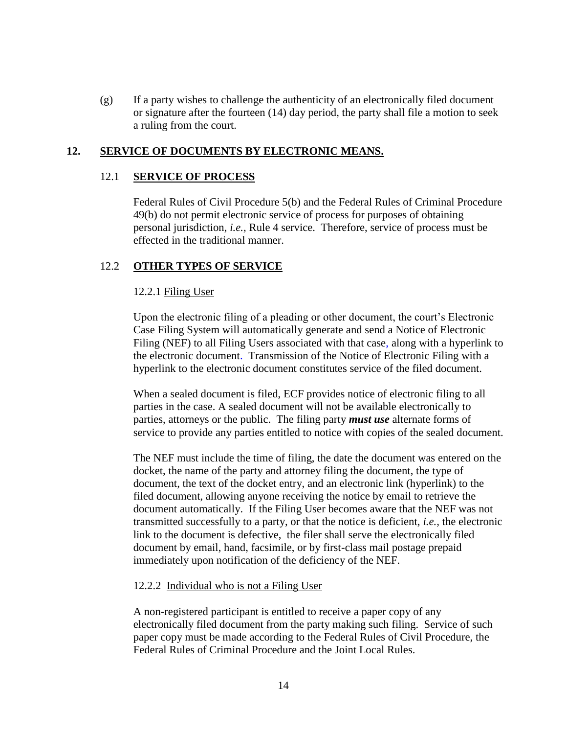(g) If a party wishes to challenge the authenticity of an electronically filed document or signature after the fourteen (14) day period, the party shall file a motion to seek a ruling from the court.

## 12. SERVICE OF DOCUMENTS BY ELECTRONIC MEANS.

### 12.1 SERVICE OF PROCESS

Federal Rules of Civil Procedure 5(b) and the Federal Rules of Criminal Procedure 49(b) do not permit electronic service of process for purposes of obtaining personal jurisdiction, *i.e.,* Rule 4 service. Therefore, service of process must be effected in the traditional manner.

### 12.2 OTHER TYPES OF SERVICE

#### 12.2.1 Filing User

Upon the electronic filing of a pleading or other document, the court's Electronic Case Filing System will automatically generate and send a Notice of Electronic Filing (NEF) to all Filing Users associated with that case, along with a hyperlink to the electronic document. Transmission of the Notice of Electronic Filing with a hyperlink to the electronic document constitutes service of the filed document.

When a sealed document is filed, ECF provides notice of electronic filing to all parties in the case. A sealed document will not be available electronically to parties, attorneys or the public. The filing party ***must use*** alternate forms of service to provide any parties entitled to notice with copies of the sealed document.

The NEF must include the time of filing, the date the document was entered on the docket, the name of the party and attorney filing the document, the type of document, the text of the docket entry, and an electronic link (hyperlink) to the filed document, allowing anyone receiving the notice by email to retrieve the document automatically. If the Filing User becomes aware that the NEF was not transmitted successfully to a party, or that the notice is deficient, *i.e.,* the electronic link to the document is defective, the filer shall serve the electronically filed document by email, hand, facsimile, or by first-class mail postage prepaid immediately upon notification of the deficiency of the NEF.

#### 12.2.2 Individual who is not a Filing User

A non-registered participant is entitled to receive a paper copy of any electronically filed document from the party making such filing. Service of such paper copy must be made according to the Federal Rules of Civil Procedure, the Federal Rules of Criminal Procedure and the Joint Local Rules.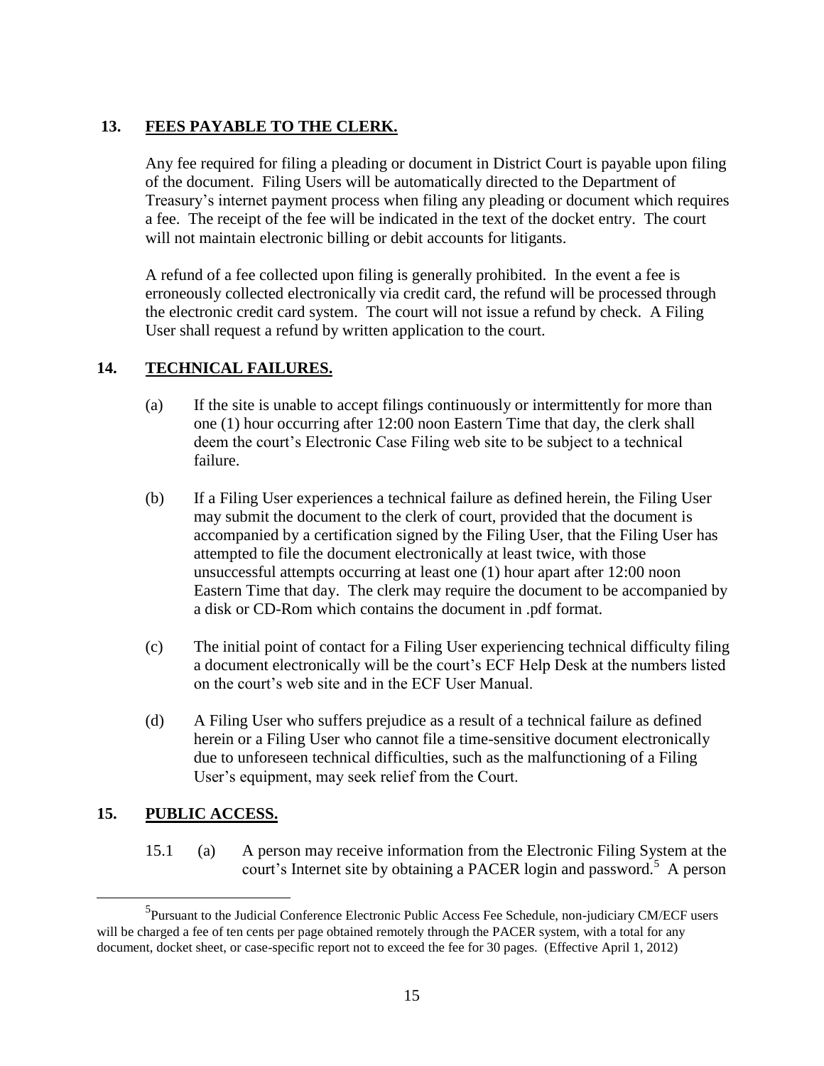## 13. FEES PAYABLE TO THE CLERK.

Any fee required for filing a pleading or document in District Court is payable upon filing of the document. Filing Users will be automatically directed to the Department of Treasury's internet payment process when filing any pleading or document which requires a fee. The receipt of the fee will be indicated in the text of the docket entry. The court will not maintain electronic billing or debit accounts for litigants.

A refund of a fee collected upon filing is generally prohibited. In the event a fee is erroneously collected electronically via credit card, the refund will be processed through the electronic credit card system. The court will not issue a refund by check. A Filing User shall request a refund by written application to the court.

## 14. TECHNICAL FAILURES.

(a) If the site is unable to accept filings continuously or intermittently for more than one (1) hour occurring after 12:00 noon Eastern Time that day, the clerk shall deem the court's Electronic Case Filing web site to be subject to a technical failure.

(b) If a Filing User experiences a technical failure as defined herein, the Filing User may submit the document to the clerk of court, provided that the document is accompanied by a certification signed by the Filing User, that the Filing User has attempted to file the document electronically at least twice, with those unsuccessful attempts occurring at least one (1) hour apart after 12:00 noon Eastern Time that day. The clerk may require the document to be accompanied by a disk or CD-Rom which contains the document in .pdf format.

(c) The initial point of contact for a Filing User experiencing technical difficulty filing a document electronically will be the court's ECF Help Desk at the numbers listed on the court's web site and in the ECF User Manual.

(d) A Filing User who suffers prejudice as a result of a technical failure as defined herein or a Filing User who cannot file a time-sensitive document electronically due to unforeseen technical difficulties, such as the malfunctioning of a Filing User's equipment, may seek relief from the Court.

## 15. PUBLIC ACCESS.

15.1 (a) A person may receive information from the Electronic Filing System at the court's Internet site by obtaining a PACER login and password.[5] A person

[5] Pursuant to the Judicial Conference Electronic Public Access Fee Schedule, non-judiciary CM/ECF users will be charged a fee of ten cents per page obtained remotely through the PACER system, with a total for any document, docket sheet, or case-specific report not to exceed the fee for 30 pages. (Effective April 1, 2012)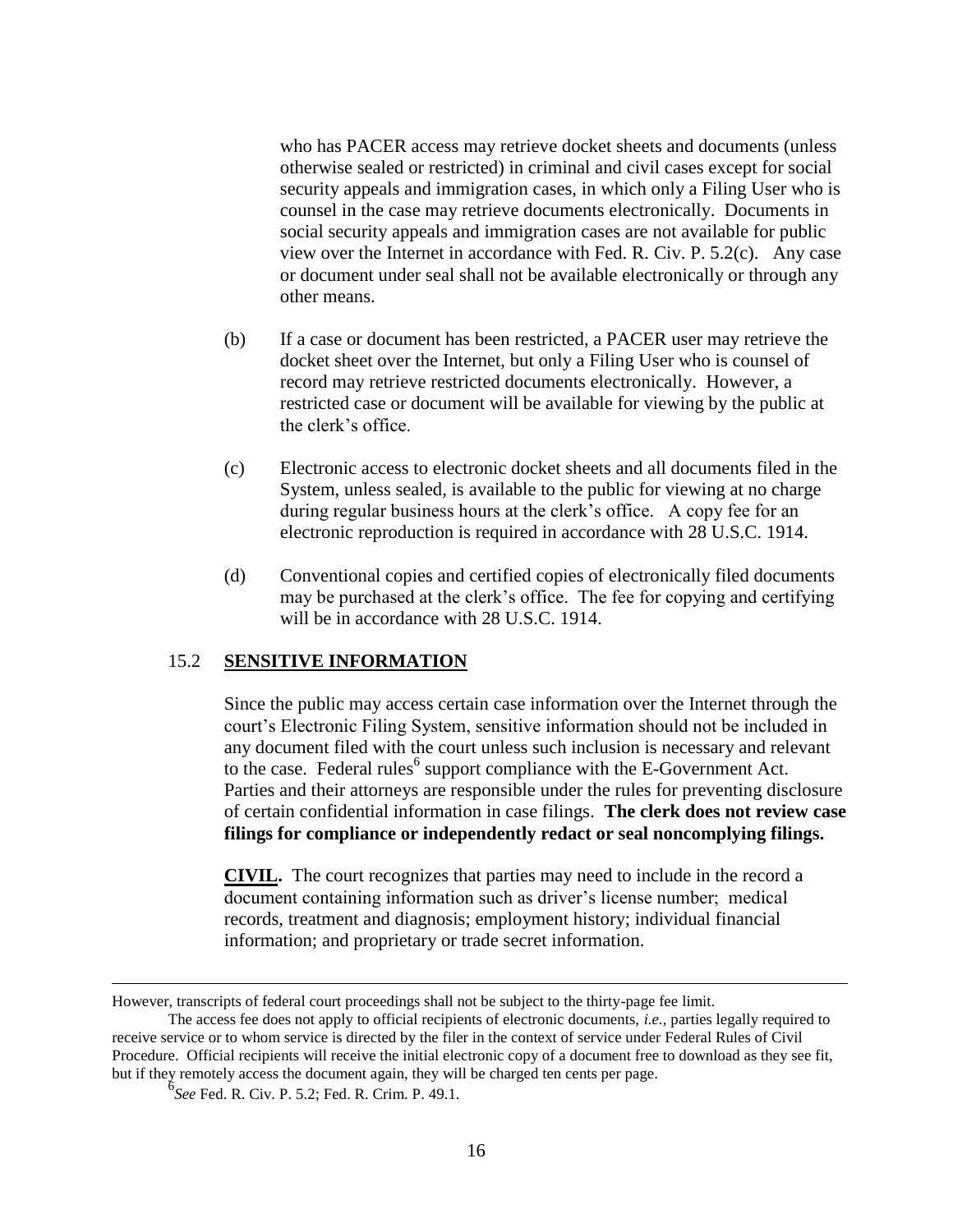who has PACER access may retrieve docket sheets and documents (unless otherwise sealed or restricted) in criminal and civil cases except for social security appeals and immigration cases, in which only a Filing User who is counsel in the case may retrieve documents electronically. Documents in social security appeals and immigration cases are not available for public view over the Internet in accordance with Fed. R. Civ. P. 5.2(c). Any case or document under seal shall not be available electronically or through any other means.

(b) If a case or document has been restricted, a PACER user may retrieve the docket sheet over the Internet, but only a Filing User who is counsel of record may retrieve restricted documents electronically. However, a restricted case or document will be available for viewing by the public at the clerk's office.

(c) Electronic access to electronic docket sheets and all documents filed in the System, unless sealed, is available to the public for viewing at no charge during regular business hours at the clerk's office. A copy fee for an electronic reproduction is required in accordance with 28 U.S.C. 1914.

(d) Conventional copies and certified copies of electronically filed documents may be purchased at the clerk's office. The fee for copying and certifying will be in accordance with 28 U.S.C. 1914.

## 15.2 **SENSITIVE INFORMATION**

Since the public may access certain case information over the Internet through the court's Electronic Filing System, sensitive information should not be included in any document filed with the court unless such inclusion is necessary and relevant to the case. Federal rules[6] support compliance with the E-Government Act. Parties and their attorneys are responsible under the rules for preventing disclosure of certain confidential information in case filings. **The clerk does not review case filings for compliance or independently redact or seal noncomplying filings.**

**CIVIL.** The court recognizes that parties may need to include in the record a document containing information such as driver's license number; medical records, treatment and diagnosis; employment history; individual financial information; and proprietary or trade secret information.

---

However, transcripts of federal court proceedings shall not be subject to the thirty-page fee limit.

The access fee does not apply to official recipients of electronic documents, *i.e.,* parties legally required to receive service or to whom service is directed by the filer in the context of service under Federal Rules of Civil Procedure. Official recipients will receive the initial electronic copy of a document free to download as they see fit, but if they remotely access the document again, they will be charged ten cents per page.

[6] *See* Fed. R. Civ. P. 5.2; Fed. R. Crim. P. 49.1.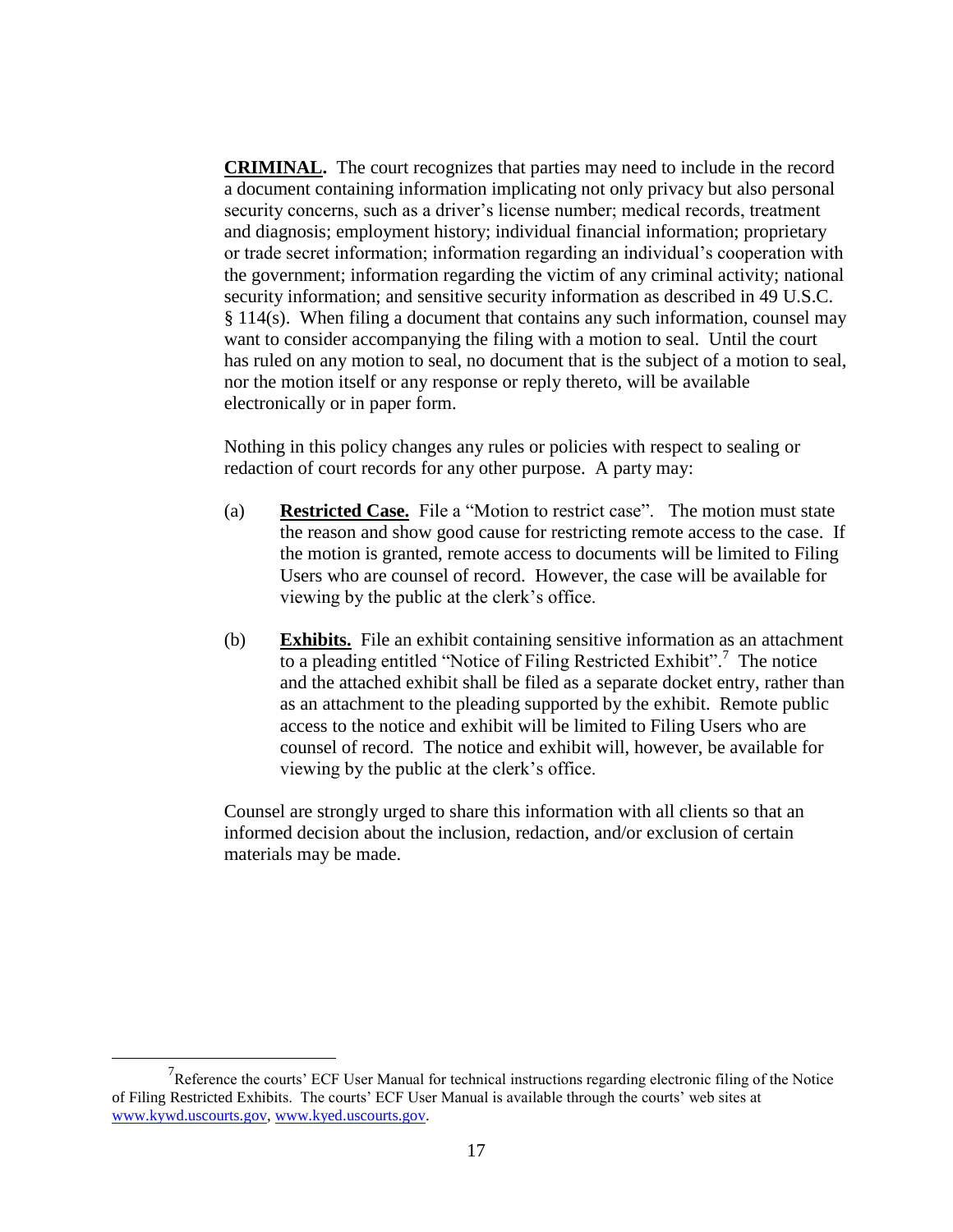**CRIMINAL.** The court recognizes that parties may need to include in the record a document containing information implicating not only privacy but also personal security concerns, such as a driver's license number; medical records, treatment and diagnosis; employment history; individual financial information; proprietary or trade secret information; information regarding an individual's cooperation with the government; information regarding the victim of any criminal activity; national security information; and sensitive security information as described in 49 U.S.C. § 114(s). When filing a document that contains any such information, counsel may want to consider accompanying the filing with a motion to seal. Until the court has ruled on any motion to seal, no document that is the subject of a motion to seal, nor the motion itself or any response or reply thereto, will be available electronically or in paper form.

Nothing in this policy changes any rules or policies with respect to sealing or redaction of court records for any other purpose. A party may:

(a) **Restricted Case.** File a "Motion to restrict case". The motion must state the reason and show good cause for restricting remote access to the case. If the motion is granted, remote access to documents will be limited to Filing Users who are counsel of record. However, the case will be available for viewing by the public at the clerk's office.

(b) **Exhibits.** File an exhibit containing sensitive information as an attachment to a pleading entitled "Notice of Filing Restricted Exhibit".[7] The notice and the attached exhibit shall be filed as a separate docket entry, rather than as an attachment to the pleading supported by the exhibit. Remote public access to the notice and exhibit will be limited to Filing Users who are counsel of record. The notice and exhibit will, however, be available for viewing by the public at the clerk's office.

Counsel are strongly urged to share this information with all clients so that an informed decision about the inclusion, redaction, and/or exclusion of certain materials may be made.

[7] Reference the courts' ECF User Manual for technical instructions regarding electronic filing of the Notice of Filing Restricted Exhibits. The courts' ECF User Manual is available through the courts' web sites at www.kywd.uscourts.gov, www.kyed.uscourts.gov.